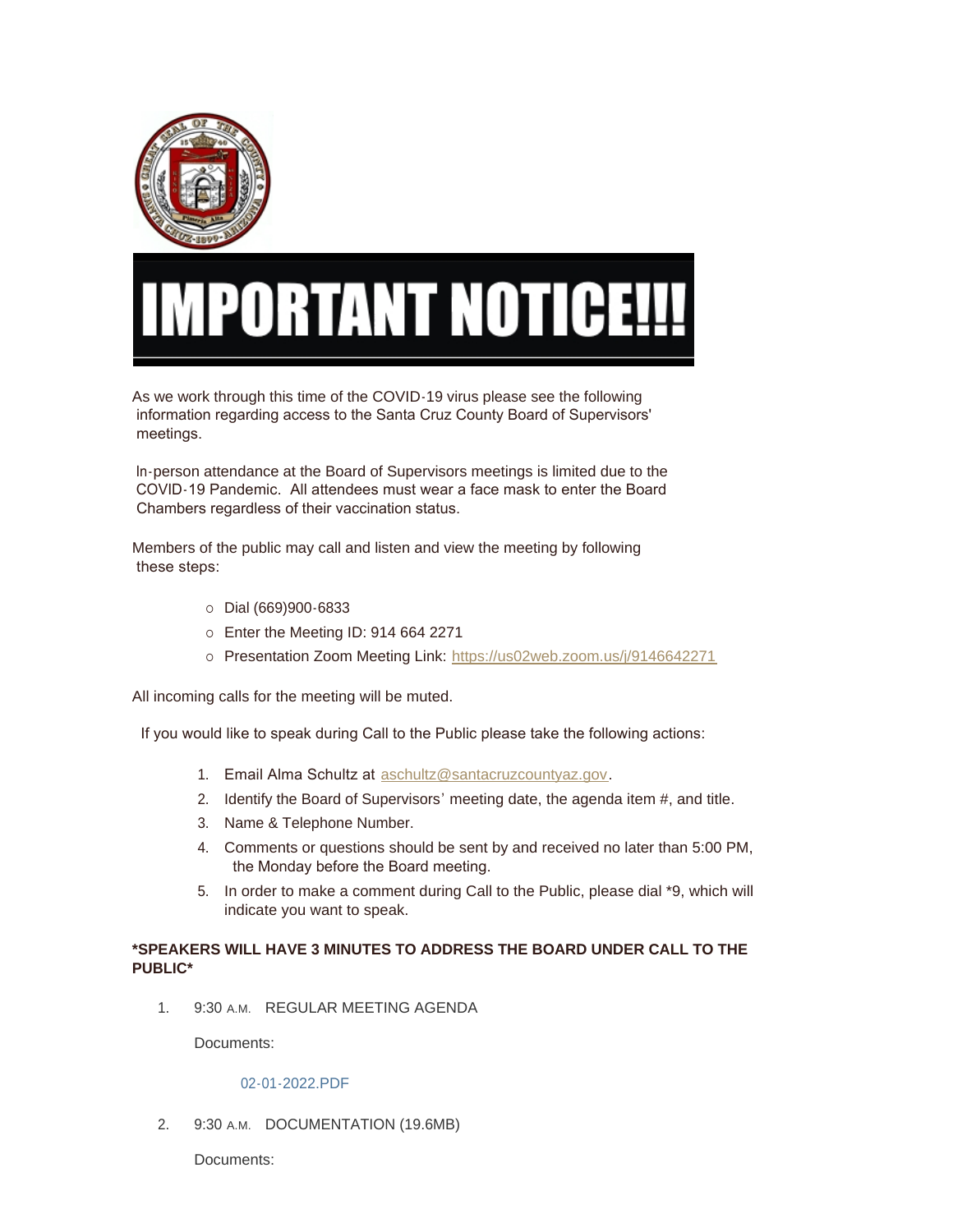# IMPORTANT NOTICE!!!

As we work through this time of the COVID-19 virus please see the following information regarding access to the Santa Cruz County Board of Supervisors' meetings.

In-person attendance at the Board of Supervisors meetings is limited due to the COVID-19 Pandemic. All attendees must wear a face mask to enter the Board Chambers regardless of their vaccination status.

Members of the public may call and listen and view the meeting by following these steps:

- Dial (669)900-6833
- Enter the Meeting ID: 914 664 2271
- Presentation Zoom Meeting Link: https://us02web.zoom.us/j/9146642271

All incoming calls for the meeting will be muted.

If you would like to speak during Call to the Public please take the following actions:

1. Email Alma Schultz at aschultz@santacruzcountyaz.gov.
2. Identify the Board of Supervisors' meeting date, the agenda item #, and title.
3. Name & Telephone Number.
4. Comments or questions should be sent by and received no later than 5:00 PM, the Monday before the Board meeting.
5. In order to make a comment during Call to the Public, please dial *9, which will indicate you want to speak.

**\*SPEAKERS WILL HAVE 3 MINUTES TO ADDRESS THE BOARD UNDER CALL TO THE PUBLIC\***

1. 9:30 A.M. REGULAR MEETING AGENDA

   Documents:

   02-01-2022.PDF

2. 9:30 A.M. DOCUMENTATION (19.6MB)

   Documents: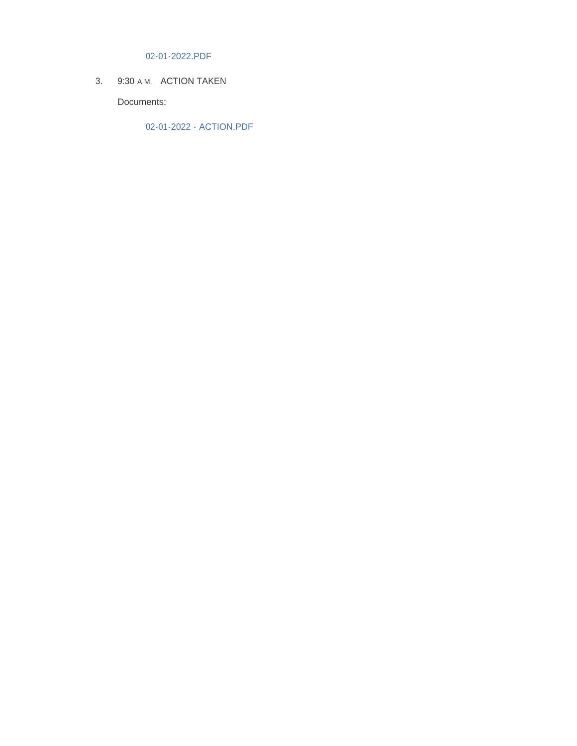02-01-2022.PDF

3. 9:30 A.M. ACTION TAKEN

   Documents:

   02-01-2022 - ACTION.PDF